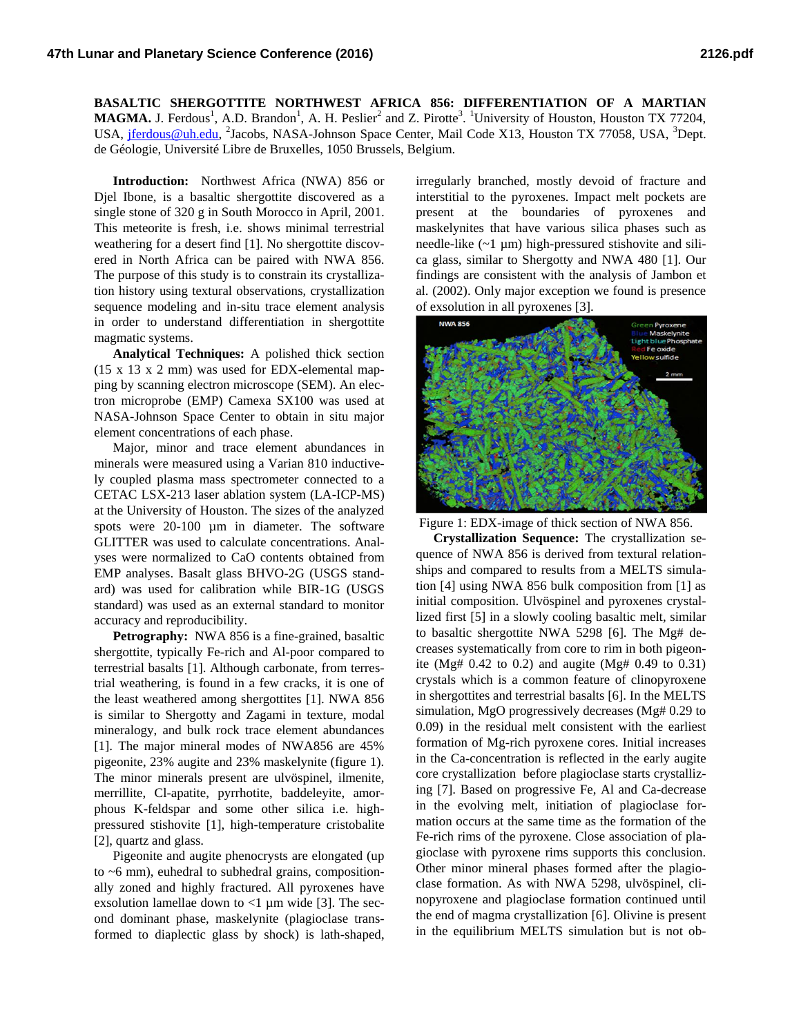# BASALTIC SHERGOTTITE NORTHWEST AFRICA 856: DIFFERENTIATION OF A MARTIAN MAGMA.

J. Ferdous[1], A.D. Brandon[1], A. H. Peslier[2] and Z. Pirotte[3]. [1]University of Houston, Houston TX 77204, USA, jferdous@uh.edu, [2]Jacobs, NASA-Johnson Space Center, Mail Code X13, Houston TX 77058, USA, [3]Dept. de Géologie, Université Libre de Bruxelles, 1050 Brussels, Belgium.

**Introduction:** Northwest Africa (NWA) 856 or Djel Ibone, is a basaltic shergottite discovered as a single stone of 320 g in South Morocco in April, 2001. This meteorite is fresh, i.e. shows minimal terrestrial weathering for a desert find [1]. No shergottite discovered in North Africa can be paired with NWA 856. The purpose of this study is to constrain its crystallization history using textural observations, crystallization sequence modeling and in-situ trace element analysis in order to understand differentiation in shergottite magmatic systems.

**Analytical Techniques:** A polished thick section (15 x 13 x 2 mm) was used for EDX-elemental mapping by scanning electron microscope (SEM). An electron microprobe (EMP) Camexa SX100 was used at NASA-Johnson Space Center to obtain in situ major element concentrations of each phase.

Major, minor and trace element abundances in minerals were measured using a Varian 810 inductively coupled plasma mass spectrometer connected to a CETAC LSX-213 laser ablation system (LA-ICP-MS) at the University of Houston. The sizes of the analyzed spots were 20-100 µm in diameter. The software GLITTER was used to calculate concentrations. Analyses were normalized to CaO contents obtained from EMP analyses. Basalt glass BHVO-2G (USGS standard) was used for calibration while BIR-1G (USGS standard) was used as an external standard to monitor accuracy and reproducibility.

**Petrography:** NWA 856 is a fine-grained, basaltic shergottite, typically Fe-rich and Al-poor compared to terrestrial basalts [1]. Although carbonate, from terrestrial weathering, is found in a few cracks, it is one of the least weathered among shergottites [1]. NWA 856 is similar to Shergotty and Zagami in texture, modal mineralogy, and bulk rock trace element abundances [1]. The major mineral modes of NWA856 are 45% pigeonite, 23% augite and 23% maskelynite (figure 1). The minor minerals present are ulvöspinel, ilmenite, merrillite, Cl-apatite, pyrrhotite, baddeleyite, amorphous K-feldspar and some other silica i.e. high-pressured stishovite [1], high-temperature cristobalite [2], quartz and glass.

Pigeonite and augite phenocrysts are elongated (up to ~6 mm), euhedral to subhedral grains, compositionally zoned and highly fractured. All pyroxenes have exsolution lamellae down to <1 µm wide [3]. The second dominant phase, maskelynite (plagioclase transformed to diaplectic glass by shock) is lath-shaped, irregularly branched, mostly devoid of fracture and interstitial to the pyroxenes. Impact melt pockets are present at the boundaries of pyroxenes and maskelynites that have various silica phases such as needle-like (~1 µm) high-pressured stishovite and silica glass, similar to Shergotty and NWA 480 [1]. Our findings are consistent with the analysis of Jambon et al. (2002). Only major exception we found is presence of exsolution in all pyroxenes [3].

Figure 1: EDX-image of thick section of NWA 856.

**Crystallization Sequence:** The crystallization sequence of NWA 856 is derived from textural relationships and compared to results from a MELTS simulation [4] using NWA 856 bulk composition from [1] as initial composition. Ulvöspinel and pyroxenes crystallized first [5] in a slowly cooling basaltic melt, similar to basaltic shergottite NWA 5298 [6]. The Mg# decreases systematically from core to rim in both pigeonite (Mg# 0.42 to 0.2) and augite (Mg# 0.49 to 0.31) crystals which is a common feature of clinopyroxene in shergottites and terrestrial basalts [6]. In the MELTS simulation, MgO progressively decreases (Mg# 0.29 to 0.09) in the residual melt consistent with the earliest formation of Mg-rich pyroxene cores. Initial increases in the Ca-concentration is reflected in the early augite core crystallization before plagioclase starts crystallizing [7]. Based on progressive Fe, Al and Ca-decrease in the evolving melt, initiation of plagioclase formation occurs at the same time as the formation of the Fe-rich rims of the pyroxene. Close association of plagioclase with pyroxene rims supports this conclusion. Other minor mineral phases formed after the plagioclase formation. As with NWA 5298, ulvöspinel, clinopyroxene and plagioclase formation continued until the end of magma crystallization [6]. Olivine is present in the equilibrium MELTS simulation but is not ob-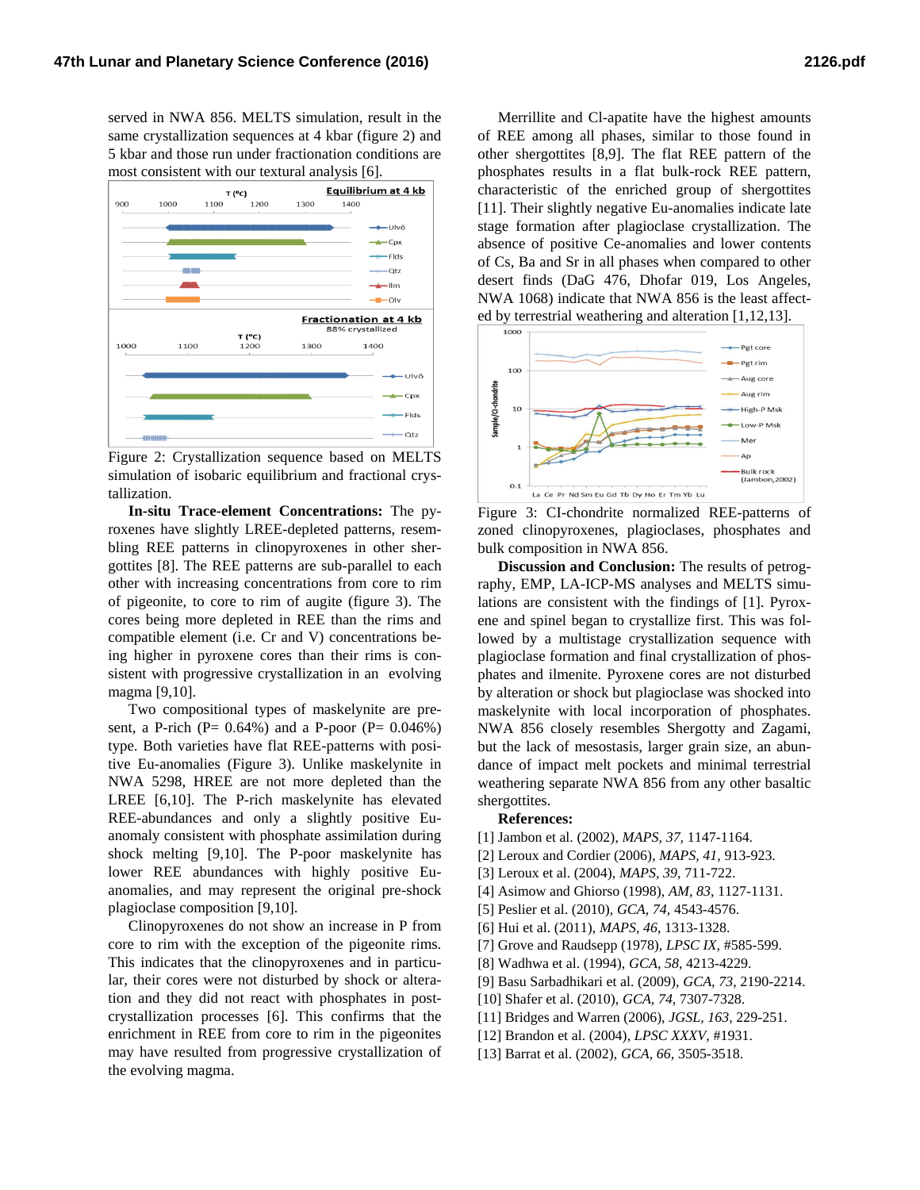served in NWA 856. MELTS simulation, result in the same crystallization sequences at 4 kbar (figure 2) and 5 kbar and those run under fractionation conditions are most consistent with our textural analysis [6].

T (°C)
Equilibrium at 4 kb
900 1000 1100 1200 1300 1400
Ulvö
Cpx
Flds
Qtz
Ilm
Olv

Fractionation at 4 kb
88% crystallized
T (°C)
1000 1100 1200 1300 1400
Ulvö
Cpx
Flds
Qtz

Figure 2: Crystallization sequence based on MELTS simulation of isobaric equilibrium and fractional crystallization.

**In-situ Trace-element Concentrations:** The pyroxenes have slightly LREE-depleted patterns, resembling REE patterns in clinopyroxenes in other shergottites [8]. The REE patterns are sub-parallel to each other with increasing concentrations from core to rim of pigeonite, to core to rim of augite (figure 3). The cores being more depleted in REE than the rims and compatible element (i.e. Cr and V) concentrations being higher in pyroxene cores than their rims is consistent with progressive crystallization in an evolving magma [9,10].

Two compositional types of maskelynite are present, a P-rich (P= 0.64%) and a P-poor (P= 0.046%) type. Both varieties have flat REE-patterns with positive Eu-anomalies (Figure 3). Unlike maskelynite in NWA 5298, HREE are not more depleted than the LREE [6,10]. The P-rich maskelynite has elevated REE-abundances and only a slightly positive Eu-anomaly consistent with phosphate assimilation during shock melting [9,10]. The P-poor maskelynite has lower REE abundances with highly positive Eu-anomalies, and may represent the original pre-shock plagioclase composition [9,10].

Clinopyroxenes do not show an increase in P from core to rim with the exception of the pigeonite rims. This indicates that the clinopyroxenes and in particular, their cores were not disturbed by shock or alteration and they did not react with phosphates in post-crystallization processes [6]. This confirms that the enrichment in REE from core to rim in the pigeonites may have resulted from progressive crystallization of the evolving magma.

Merrillite and Cl-apatite have the highest amounts of REE among all phases, similar to those found in other shergottites [8,9]. The flat REE pattern of the phosphates results in a flat bulk-rock REE pattern, characteristic of the enriched group of shergottites [11]. Their slightly negative Eu-anomalies indicate late stage formation after plagioclase crystallization. The absence of positive Ce-anomalies and lower contents of Cs, Ba and Sr in all phases when compared to other desert finds (DaG 476, Dhofar 019, Los Angeles, NWA 1068) indicate that NWA 856 is the least affected by terrestrial weathering and alteration [1,12,13].

1000
100
10
1
0.1
Sample/CI-chondrite
La Ce Pr Nd Sm Eu Gd Tb Dy Ho Er Tm Yb Lu
Pgt core
Pgt rim
Aug core
Aug rim
High-P Msk
Low-P Msk
Mer
Ap
Bulk rock (Jambon, 2002)

Figure 3: CI-chondrite normalized REE-patterns of zoned clinopyroxenes, plagioclases, phosphates and bulk composition in NWA 856.

**Discussion and Conclusion:** The results of petrography, EMP, LA-ICP-MS analyses and MELTS simulations are consistent with the findings of [1]. Pyroxene and spinel began to crystallize first. This was followed by a multistage crystallization sequence with plagioclase formation and final crystallization of phosphates and ilmenite. Pyroxene cores are not disturbed by alteration or shock but plagioclase was shocked into maskelynite with local incorporation of phosphates. NWA 856 closely resembles Shergotty and Zagami, but the lack of mesostasis, larger grain size, an abundance of impact melt pockets and minimal terrestrial weathering separate NWA 856 from any other basaltic shergottites.

**References:**

[1] Jambon et al. (2002), *MAPS, 37*, 1147-1164.
[2] Leroux and Cordier (2006), *MAPS, 41*, 913-923.
[3] Leroux et al. (2004), *MAPS, 39*, 711-722.
[4] Asimow and Ghiorso (1998), *AM, 83*, 1127-1131.
[5] Peslier et al. (2010), *GCA, 74*, 4543-4576.
[6] Hui et al. (2011), *MAPS, 46*, 1313-1328.
[7] Grove and Raudsepp (1978), *LPSC IX*, #585-599.
[8] Wadhwa et al. (1994), *GCA, 58*, 4213-4229.
[9] Basu Sarbadhikari et al. (2009), *GCA, 73*, 2190-2214.
[10] Shafer et al. (2010), *GCA, 74*, 7307-7328.
[11] Bridges and Warren (2006), *JGSL, 163*, 229-251.
[12] Brandon et al. (2004), *LPSC XXXV*, #1931.
[13] Barrat et al. (2002), *GCA, 66*, 3505-3518.